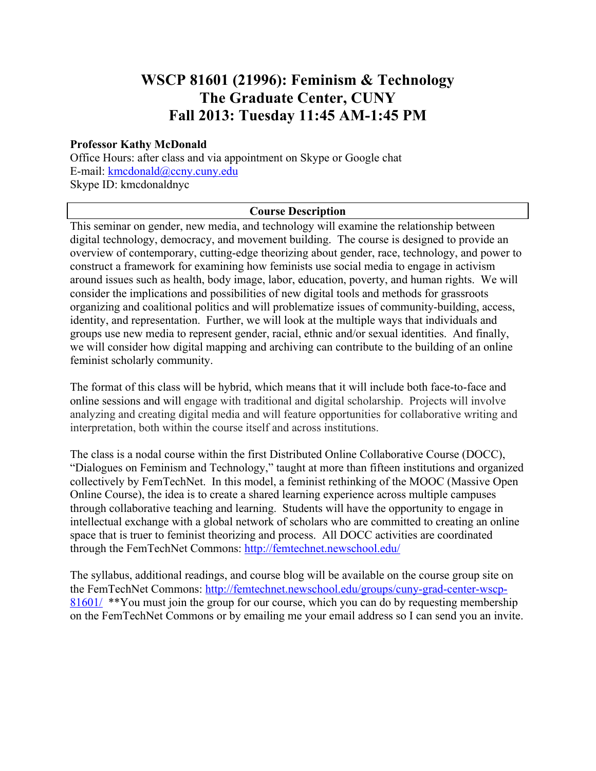# WSCP 81601 (21996): Feminism & Technology
# The Graduate Center, CUNY
# Fall 2013: Tuesday 11:45 AM-1:45 PM

**Professor Kathy McDonald**
Office Hours: after class and via appointment on Skype or Google chat
E-mail: kmcdonald@ccny.cuny.edu
Skype ID: kmcdonaldnyc

## Course Description

This seminar on gender, new media, and technology will examine the relationship between digital technology, democracy, and movement building. The course is designed to provide an overview of contemporary, cutting-edge theorizing about gender, race, technology, and power to construct a framework for examining how feminists use social media to engage in activism around issues such as health, body image, labor, education, poverty, and human rights. We will consider the implications and possibilities of new digital tools and methods for grassroots organizing and coalitional politics and will problematize issues of community-building, access, identity, and representation. Further, we will look at the multiple ways that individuals and groups use new media to represent gender, racial, ethnic and/or sexual identities. And finally, we will consider how digital mapping and archiving can contribute to the building of an online feminist scholarly community.

The format of this class will be hybrid, which means that it will include both face-to-face and online sessions and will engage with traditional and digital scholarship. Projects will involve analyzing and creating digital media and will feature opportunities for collaborative writing and interpretation, both within the course itself and across institutions.

The class is a nodal course within the first Distributed Online Collaborative Course (DOCC), "Dialogues on Feminism and Technology," taught at more than fifteen institutions and organized collectively by FemTechNet. In this model, a feminist rethinking of the MOOC (Massive Open Online Course), the idea is to create a shared learning experience across multiple campuses through collaborative teaching and learning. Students will have the opportunity to engage in intellectual exchange with a global network of scholars who are committed to creating an online space that is truer to feminist theorizing and process. All DOCC activities are coordinated through the FemTechNet Commons: http://femtechnet.newschool.edu/

The syllabus, additional readings, and course blog will be available on the course group site on the FemTechNet Commons: http://femtechnet.newschool.edu/groups/cuny-grad-center-wscp-81601/ **You must join the group for our course, which you can do by requesting membership on the FemTechNet Commons or by emailing me your email address so I can send you an invite.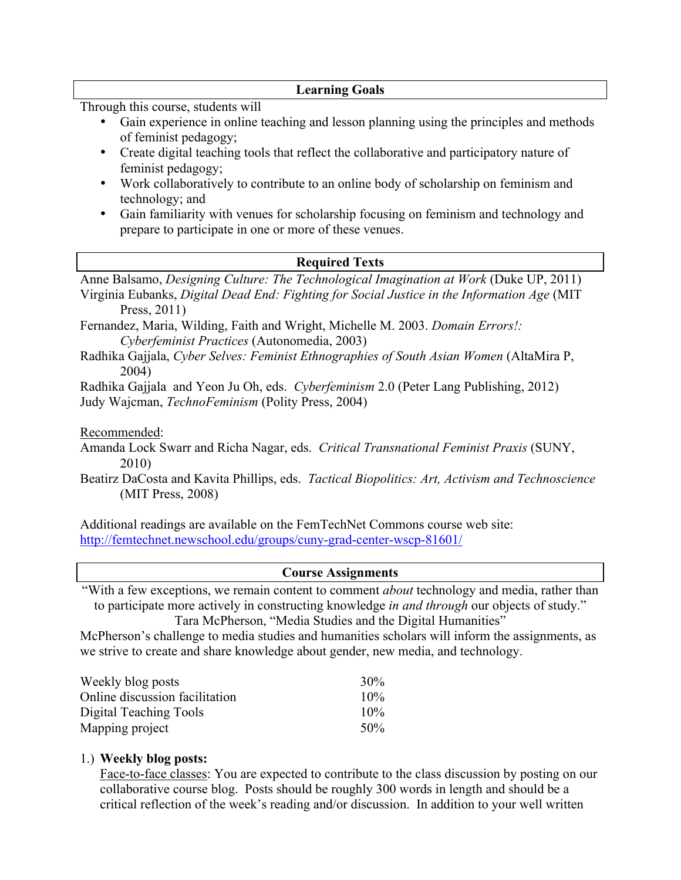## Learning Goals

Through this course, students will

- Gain experience in online teaching and lesson planning using the principles and methods of feminist pedagogy;
- Create digital teaching tools that reflect the collaborative and participatory nature of feminist pedagogy;
- Work collaboratively to contribute to an online body of scholarship on feminism and technology; and
- Gain familiarity with venues for scholarship focusing on feminism and technology and prepare to participate in one or more of these venues.

## Required Texts

Anne Balsamo, *Designing Culture: The Technological Imagination at Work* (Duke UP, 2011)

Virginia Eubanks, *Digital Dead End: Fighting for Social Justice in the Information Age* (MIT Press, 2011)

Fernandez, Maria, Wilding, Faith and Wright, Michelle M. 2003. *Domain Errors!: Cyberfeminist Practices* (Autonomedia, 2003)

Radhika Gajjala, *Cyber Selves: Feminist Ethnographies of South Asian Women* (AltaMira P, 2004)

Radhika Gajjala and Yeon Ju Oh, eds. *Cyberfeminism* 2.0 (Peter Lang Publishing, 2012)

Judy Wajcman, *TechnoFeminism* (Polity Press, 2004)

Recommended:

Amanda Lock Swarr and Richa Nagar, eds. *Critical Transnational Feminist Praxis* (SUNY, 2010)

Beatirz DaCosta and Kavita Phillips, eds. *Tactical Biopolitics: Art, Activism and Technoscience* (MIT Press, 2008)

Additional readings are available on the FemTechNet Commons course web site: http://femtechnet.newschool.edu/groups/cuny-grad-center-wscp-81601/

## Course Assignments

"With a few exceptions, we remain content to comment *about* technology and media, rather than to participate more actively in constructing knowledge *in and through* our objects of study."
Tara McPherson, "Media Studies and the Digital Humanities"

McPherson's challenge to media studies and humanities scholars will inform the assignments, as we strive to create and share knowledge about gender, new media, and technology.

| | |
|---|---|
| Weekly blog posts | 30% |
| Online discussion facilitation | 10% |
| Digital Teaching Tools | 10% |
| Mapping project | 50% |

1.) **Weekly blog posts:**
Face-to-face classes: You are expected to contribute to the class discussion by posting on our collaborative course blog. Posts should be roughly 300 words in length and should be a critical reflection of the week's reading and/or discussion. In addition to your well written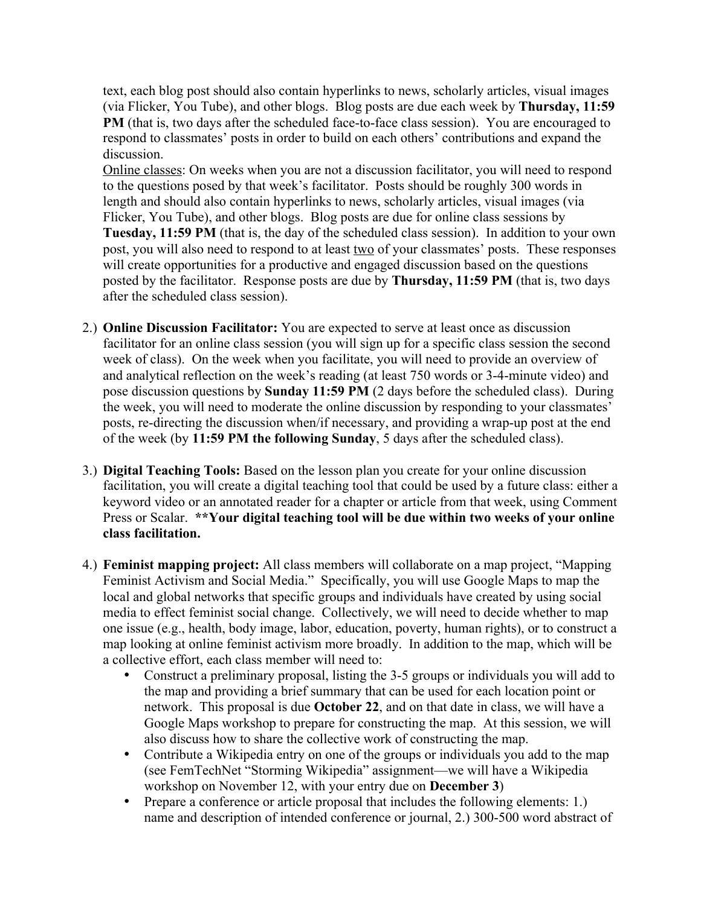text, each blog post should also contain hyperlinks to news, scholarly articles, visual images (via Flicker, You Tube), and other blogs. Blog posts are due each week by **Thursday, 11:59 PM** (that is, two days after the scheduled face-to-face class session). You are encouraged to respond to classmates' posts in order to build on each others' contributions and expand the discussion.

Online classes: On weeks when you are not a discussion facilitator, you will need to respond to the questions posed by that week's facilitator. Posts should be roughly 300 words in length and should also contain hyperlinks to news, scholarly articles, visual images (via Flicker, You Tube), and other blogs. Blog posts are due for online class sessions by **Tuesday, 11:59 PM** (that is, the day of the scheduled class session). In addition to your own post, you will also need to respond to at least two of your classmates' posts. These responses will create opportunities for a productive and engaged discussion based on the questions posted by the facilitator. Response posts are due by **Thursday, 11:59 PM** (that is, two days after the scheduled class session).

2.) **Online Discussion Facilitator:** You are expected to serve at least once as discussion facilitator for an online class session (you will sign up for a specific class session the second week of class). On the week when you facilitate, you will need to provide an overview of and analytical reflection on the week's reading (at least 750 words or 3-4-minute video) and pose discussion questions by **Sunday 11:59 PM** (2 days before the scheduled class). During the week, you will need to moderate the online discussion by responding to your classmates' posts, re-directing the discussion when/if necessary, and providing a wrap-up post at the end of the week (by **11:59 PM the following Sunday**, 5 days after the scheduled class).

3.) **Digital Teaching Tools:** Based on the lesson plan you create for your online discussion facilitation, you will create a digital teaching tool that could be used by a future class: either a keyword video or an annotated reader for a chapter or article from that week, using Comment Press or Scalar. **\*\*Your digital teaching tool will be due within two weeks of your online class facilitation.**

4.) **Feminist mapping project:** All class members will collaborate on a map project, "Mapping Feminist Activism and Social Media." Specifically, you will use Google Maps to map the local and global networks that specific groups and individuals have created by using social media to effect feminist social change. Collectively, we will need to decide whether to map one issue (e.g., health, body image, labor, education, poverty, human rights), or to construct a map looking at online feminist activism more broadly. In addition to the map, which will be a collective effort, each class member will need to:
    - Construct a preliminary proposal, listing the 3-5 groups or individuals you will add to the map and providing a brief summary that can be used for each location point or network. This proposal is due **October 22**, and on that date in class, we will have a Google Maps workshop to prepare for constructing the map. At this session, we will also discuss how to share the collective work of constructing the map.
    - Contribute a Wikipedia entry on one of the groups or individuals you add to the map (see FemTechNet "Storming Wikipedia" assignment—we will have a Wikipedia workshop on November 12, with your entry due on **December 3**)
    - Prepare a conference or article proposal that includes the following elements: 1.) name and description of intended conference or journal, 2.) 300-500 word abstract of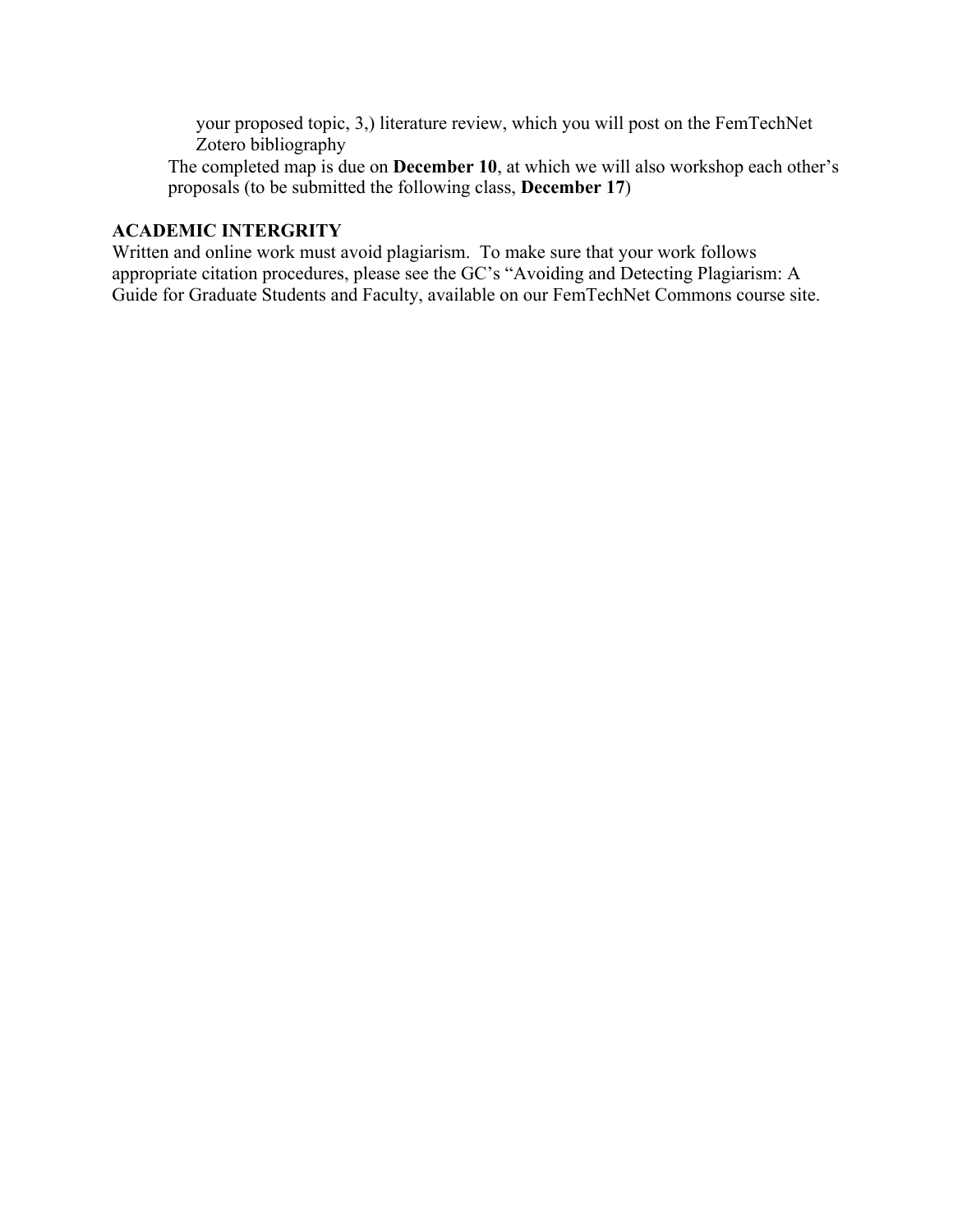your proposed topic, 3,) literature review, which you will post on the FemTechNet Zotero bibliography

The completed map is due on **December 10**, at which we will also workshop each other's proposals (to be submitted the following class, **December 17**)

**ACADEMIC INTERGRITY**

Written and online work must avoid plagiarism. To make sure that your work follows appropriate citation procedures, please see the GC's "Avoiding and Detecting Plagiarism: A Guide for Graduate Students and Faculty, available on our FemTechNet Commons course site.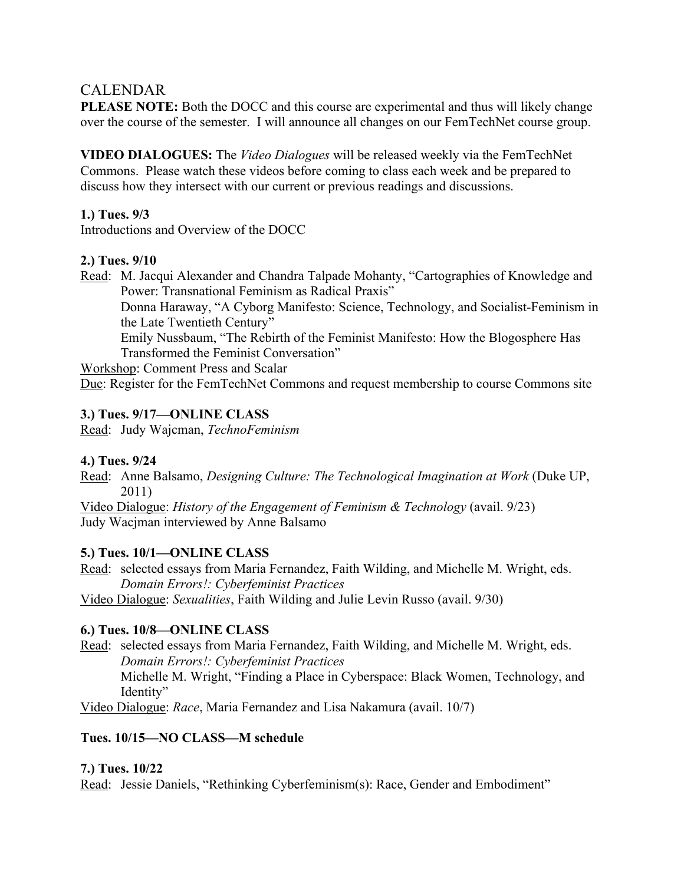## CALENDAR

**PLEASE NOTE:** Both the DOCC and this course are experimental and thus will likely change over the course of the semester. I will announce all changes on our FemTechNet course group.

**VIDEO DIALOGUES:** The *Video Dialogues* will be released weekly via the FemTechNet Commons. Please watch these videos before coming to class each week and be prepared to discuss how they intersect with our current or previous readings and discussions.

**1.) Tues. 9/3**

Introductions and Overview of the DOCC

**2.) Tues. 9/10**

Read: M. Jacqui Alexander and Chandra Talpade Mohanty, "Cartographies of Knowledge and Power: Transnational Feminism as Radical Praxis"
Donna Haraway, "A Cyborg Manifesto: Science, Technology, and Socialist-Feminism in the Late Twentieth Century"
Emily Nussbaum, "The Rebirth of the Feminist Manifesto: How the Blogosphere Has Transformed the Feminist Conversation"

Workshop: Comment Press and Scalar

Due: Register for the FemTechNet Commons and request membership to course Commons site

**3.) Tues. 9/17—ONLINE CLASS**

Read: Judy Wajcman, *TechnoFeminism*

**4.) Tues. 9/24**

Read: Anne Balsamo, *Designing Culture: The Technological Imagination at Work* (Duke UP, 2011)

Video Dialogue: *History of the Engagement of Feminism & Technology* (avail. 9/23)
Judy Wacjman interviewed by Anne Balsamo

**5.) Tues. 10/1—ONLINE CLASS**

Read: selected essays from Maria Fernandez, Faith Wilding, and Michelle M. Wright, eds. *Domain Errors!: Cyberfeminist Practices*

Video Dialogue: *Sexualities*, Faith Wilding and Julie Levin Russo (avail. 9/30)

**6.) Tues. 10/8—ONLINE CLASS**

Read: selected essays from Maria Fernandez, Faith Wilding, and Michelle M. Wright, eds. *Domain Errors!: Cyberfeminist Practices*
Michelle M. Wright, "Finding a Place in Cyberspace: Black Women, Technology, and Identity"

Video Dialogue: *Race*, Maria Fernandez and Lisa Nakamura (avail. 10/7)

**Tues. 10/15—NO CLASS—M schedule**

**7.) Tues. 10/22**

Read: Jessie Daniels, "Rethinking Cyberfeminism(s): Race, Gender and Embodiment"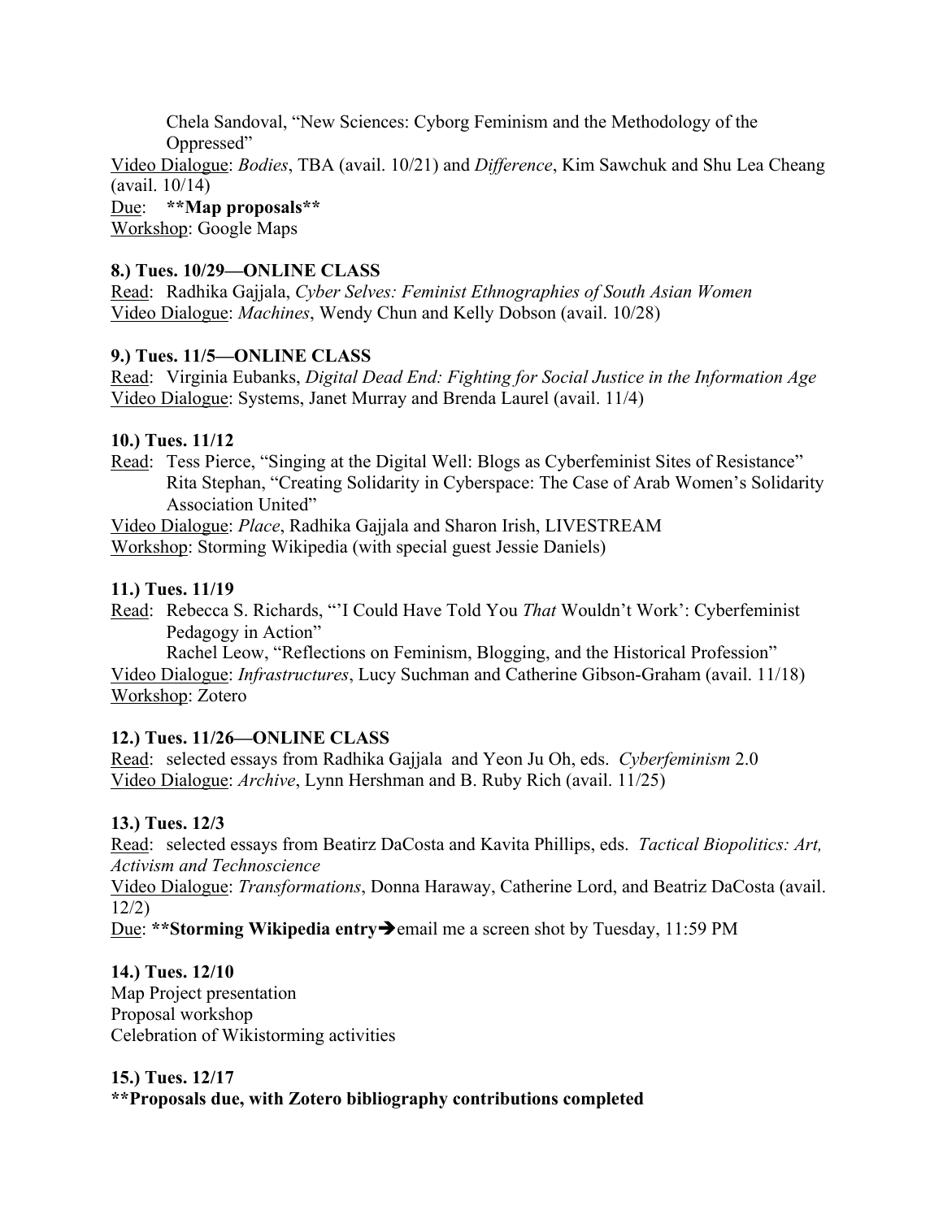Chela Sandoval, "New Sciences: Cyborg Feminism and the Methodology of the Oppressed"

Video Dialogue: *Bodies*, TBA (avail. 10/21) and *Difference*, Kim Sawchuk and Shu Lea Cheang (avail. 10/14)

Due: **\*\*Map proposals\*\***

Workshop: Google Maps

**8.) Tues. 10/29—ONLINE CLASS**

Read: Radhika Gajjala, *Cyber Selves: Feminist Ethnographies of South Asian Women*

Video Dialogue: *Machines*, Wendy Chun and Kelly Dobson (avail. 10/28)

**9.) Tues. 11/5—ONLINE CLASS**

Read: Virginia Eubanks, *Digital Dead End: Fighting for Social Justice in the Information Age*

Video Dialogue: Systems, Janet Murray and Brenda Laurel (avail. 11/4)

**10.) Tues. 11/12**

Read: Tess Pierce, "Singing at the Digital Well: Blogs as Cyberfeminist Sites of Resistance"
Rita Stephan, "Creating Solidarity in Cyberspace: The Case of Arab Women's Solidarity Association United"

Video Dialogue: *Place*, Radhika Gajjala and Sharon Irish, LIVESTREAM

Workshop: Storming Wikipedia (with special guest Jessie Daniels)

**11.) Tues. 11/19**

Read: Rebecca S. Richards, "'I Could Have Told You *That* Wouldn't Work': Cyberfeminist Pedagogy in Action"
Rachel Leow, "Reflections on Feminism, Blogging, and the Historical Profession"

Video Dialogue: *Infrastructures*, Lucy Suchman and Catherine Gibson-Graham (avail. 11/18)

Workshop: Zotero

**12.) Tues. 11/26—ONLINE CLASS**

Read: selected essays from Radhika Gajjala and Yeon Ju Oh, eds. *Cyberfeminism* 2.0

Video Dialogue: *Archive*, Lynn Hershman and B. Ruby Rich (avail. 11/25)

**13.) Tues. 12/3**

Read: selected essays from Beatirz DaCosta and Kavita Phillips, eds. *Tactical Biopolitics: Art, Activism and Technoscience*

Video Dialogue: *Transformations*, Donna Haraway, Catherine Lord, and Beatriz DaCosta (avail. 12/2)

Due: **\*\*Storming Wikipedia entry➔**email me a screen shot by Tuesday, 11:59 PM

**14.) Tues. 12/10**

Map Project presentation
Proposal workshop
Celebration of Wikistorming activities

**15.) Tues. 12/17**

**\*\*Proposals due, with Zotero bibliography contributions completed**